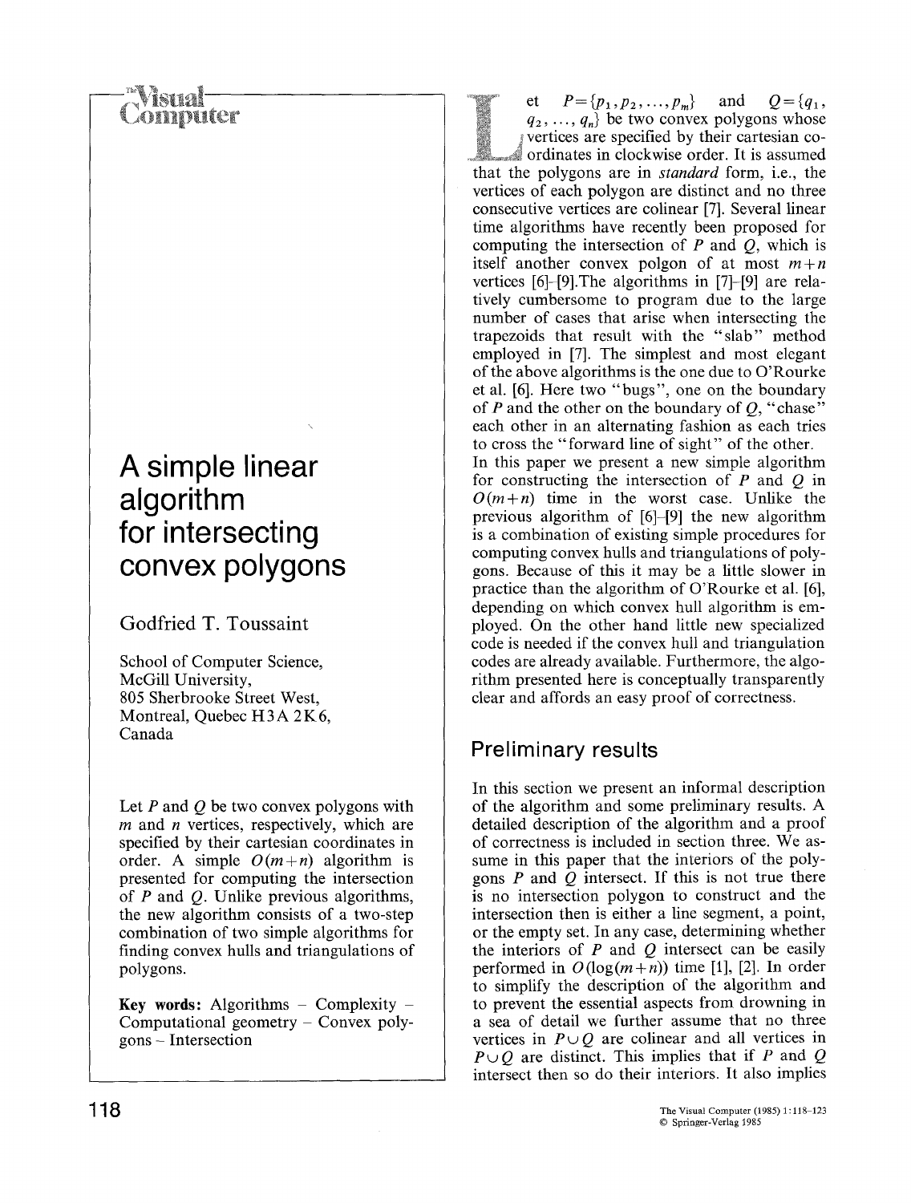# A simple linear algorithm for intersecting convex polygons

Godfried T. Toussaint

School of Computer Science, McGill University, 805 Sherbrooke Street West, Montreal, Quebec H3A 2K6, Canada

Let $P$ and $Q$ be two convex polygons with $m$ and $n$ vertices, respectively, which are specified by their cartesian coordinates in order. A simple $O(m+n)$ algorithm is presented for computing the intersection of $P$ and $Q$. Unlike previous algorithms, the new algorithm consists of a two-step combination of two simple algorithms for finding convex hulls and triangulations of polygons.

**Key words:** Algorithms – Complexity – Computational geometry – Convex polygons – Intersection

Let $P=\{p_1, p_2, \ldots, p_m\}$ and $Q=\{q_1, q_2, \ldots, q_n\}$ be two convex polygons whose vertices are specified by their cartesian coordinates in clockwise order. It is assumed that the polygons are in *standard* form, i.e., the vertices of each polygon are distinct and no three consecutive vertices are colinear [7]. Several linear time algorithms have recently been proposed for computing the intersection of $P$ and $Q$, which is itself another convex polgon of at most $m+n$ vertices [6]–[9]. The algorithms in [7]–[9] are relatively cumbersome to program due to the large number of cases that arise when intersecting the trapezoids that result with the "slab" method employed in [7]. The simplest and most elegant of the above algorithms is the one due to O'Rourke et al. [6]. Here two "bugs", one on the boundary of $P$ and the other on the boundary of $Q$, "chase" each other in an alternating fashion as each tries to cross the "forward line of sight" of the other.

In this paper we present a new simple algorithm for constructing the intersection of $P$ and $Q$ in $O(m+n)$ time in the worst case. Unlike the previous algorithm of [6]–[9] the new algorithm is a combination of existing simple procedures for computing convex hulls and triangulations of polygons. Because of this it may be a little slower in practice than the algorithm of O'Rourke et al. [6], depending on which convex hull algorithm is employed. On the other hand little new specialized code is needed if the convex hull and triangulation codes are already available. Furthermore, the algorithm presented here is conceptually transparently clear and affords an easy proof of correctness.

## Preliminary results

In this section we present an informal description of the algorithm and some preliminary results. A detailed description of the algorithm and a proof of correctness is included in section three. We assume in this paper that the interiors of the polygons $P$ and $Q$ intersect. If this is not true there is no intersection polygon to construct and the intersection then is either a line segment, a point, or the empty set. In any case, determining whether the interiors of $P$ and $Q$ intersect can be easily performed in $O(\log(m+n))$ time [1], [2]. In order to simplify the description of the algorithm and to prevent the essential aspects from drowning in a sea of detail we further assume that no three vertices in $P \cup Q$ are colinear and all vertices in $P \cup Q$ are distinct. This implies that if $P$ and $Q$ intersect then so do their interiors. It also implies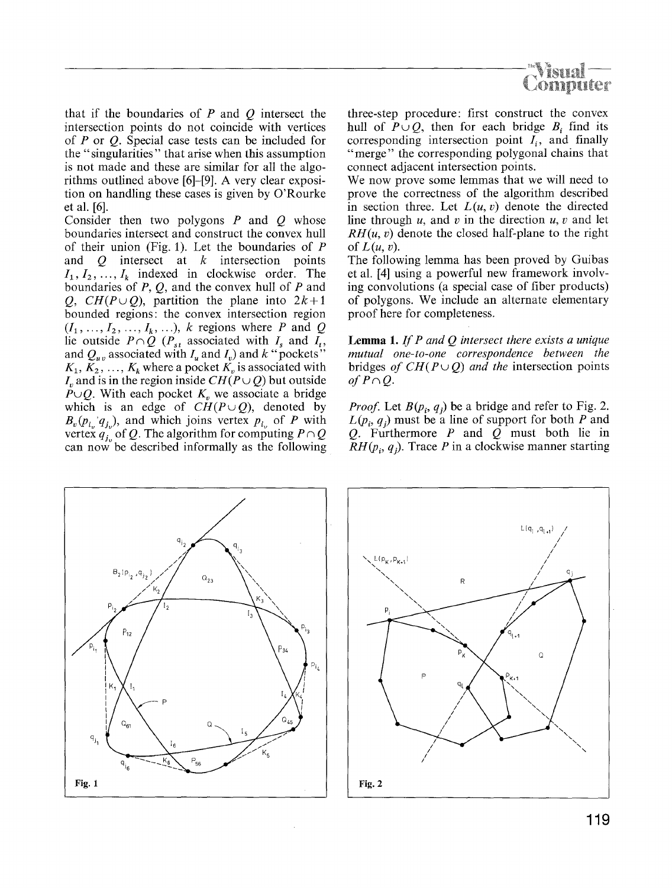that if the boundaries of $P$ and $Q$ intersect the intersection points do not coincide with vertices of $P$ or $Q$. Special case tests can be included for the "singularities" that arise when this assumption is not made and these are similar for all the algorithms outlined above [6]–[9]. A very clear exposition on handling these cases is given by O'Rourke et al. [6].

Consider then two polygons $P$ and $Q$ whose boundaries intersect and construct the convex hull of their union (Fig. 1). Let the boundaries of $P$ and $Q$ intersect at $k$ intersection points $I_1, I_2, \ldots, I_k$ indexed in clockwise order. The boundaries of $P$, $Q$, and the convex hull of $P$ and $Q$, $CH(P \cup Q)$, partition the plane into $2k+1$ bounded regions: the convex intersection region $(I_1, \ldots, I_2, \ldots, I_k, \ldots)$, $k$ regions where $P$ and $Q$ lie outside $P \cap Q$ ($P_{st}$ associated with $I_s$ and $I_t$, and $Q_{uv}$ associated with $I_u$ and $I_v$) and $k$ "pockets" $K_1, K_2, \ldots, K_k$ where a pocket $K_v$ is associated with $I_v$ and is in the region inside $CH(P \cup Q)$ but outside $P \cup Q$. With each pocket $K_v$ we associate a bridge which is an edge of $CH(P \cup Q)$, denoted by $B_v(p_{i_v}, q_{j_v})$, and which joins vertex $p_{i_v}$ of $P$ with vertex $q_{j_v}$ of $Q$. The algorithm for computing $P \cap Q$ can now be described informally as the following three-step procedure: first construct the convex hull of $P \cup Q$, then for each bridge $B_i$ find its corresponding intersection point $I_i$, and finally "merge" the corresponding polygonal chains that connect adjacent intersection points.

We now prove some lemmas that we will need to prove the correctness of the algorithm described in section three. Let $L(u, v)$ denote the directed line through $u$, and $v$ in the direction $u, v$ and let $RH(u, v)$ denote the closed half-plane to the right of $L(u, v)$.

The following lemma has been proved by Guibas et al. [4] using a powerful new framework involving convolutions (a special case of fiber products) of polygons. We include an alternate elementary proof here for completeness.

**Lemma 1.** *If $P$ and $Q$ intersect there exists a unique mutual one-to-one correspondence between the bridges of $CH(P \cup Q)$ and the intersection points of $P \cap Q$.*

*Proof.* Let $B(p_i, q_j)$ be a bridge and refer to Fig. 2. $L(p_i, q_j)$ must be a line of support for both $P$ and $Q$. Furthermore $P$ and $Q$ must both lie in $RH(p_i, q_j)$. Trace $P$ in a clockwise manner starting

**Fig. 1**

**Fig. 2**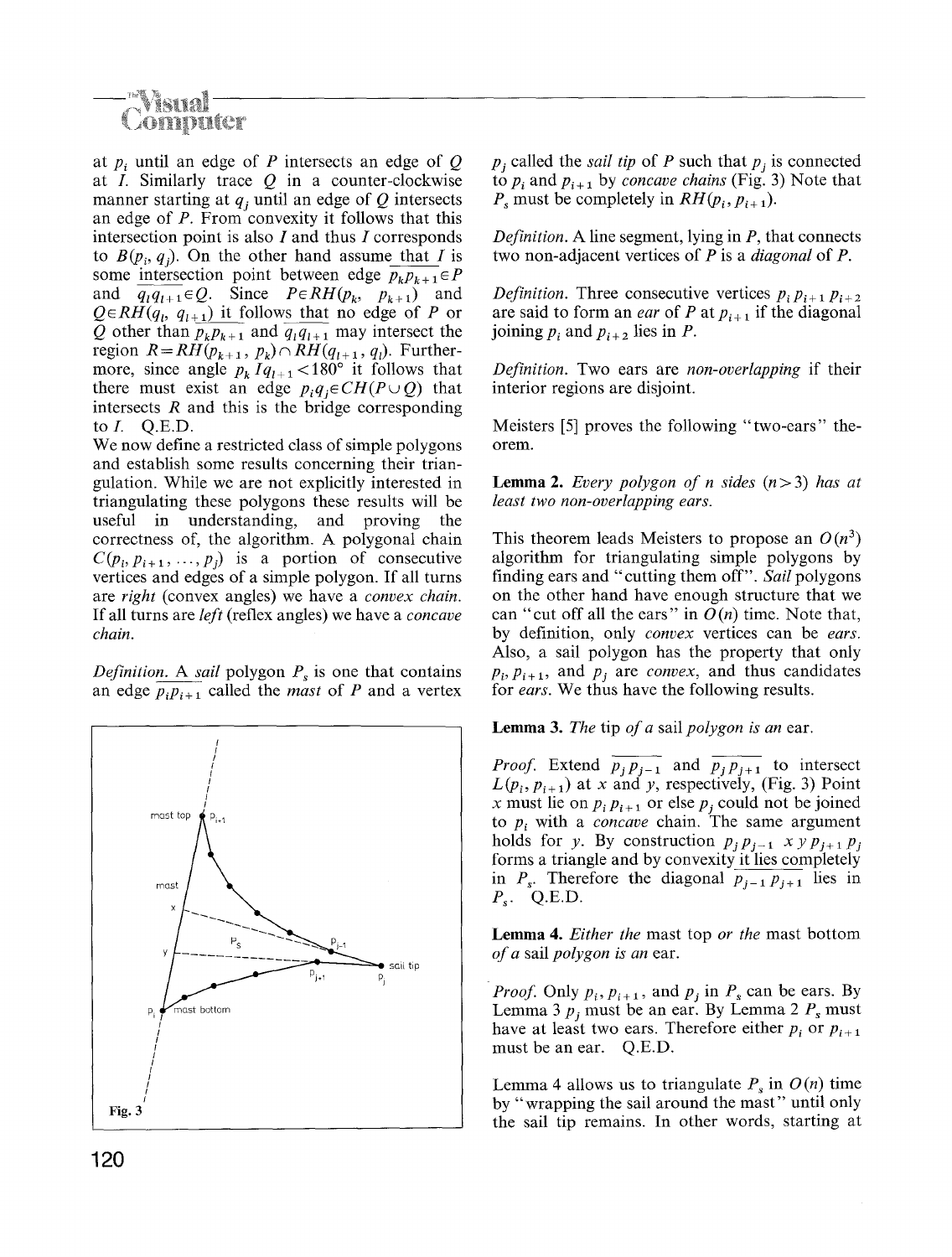at $p_i$ until an edge of $P$ intersects an edge of $Q$ at $I$. Similarly trace $Q$ in a counter-clockwise manner starting at $q_j$ until an edge of $Q$ intersects an edge of $P$. From convexity it follows that this intersection point is also $I$ and thus $I$ corresponds to $B(p_i, q_j)$. On the other hand assume that $I$ is some intersection point between edge $\overline{p_k p_{k+1}} \in P$ and $\overline{q_l q_{l+1}} \in Q$. Since $P \in RH(p_k, p_{k+1})$ and $Q \in RH(q_l, q_{l+1})$ it follows that no edge of $P$ or $Q$ other than $\overline{p_k p_{k+1}}$ and $\overline{q_l q_{l+1}}$ may intersect the region $R = RH(p_{k+1}, p_k) \cap RH(q_{l+1}, q_l)$. Furthermore, since angle $p_k I q_{l+1} < 180°$ it follows that there must exist an edge $p_i q_j \in CH(P \cup Q)$ that intersects $R$ and this is the bridge corresponding to $I$. Q.E.D.

We now define a restricted class of simple polygons and establish some results concerning their triangulation. While we are not explicitly interested in triangulating these polygons these results will be useful in understanding, and proving the correctness of, the algorithm. A polygonal chain $C(p_i, p_{i+1}, \ldots, p_j)$ is a portion of consecutive vertices and edges of a simple polygon. If all turns are *right* (convex angles) we have a *convex chain.* If all turns are *left* (reflex angles) we have a *concave chain.*

*Definition.* A *sail* polygon $P_s$ is one that contains an edge $\overline{p_i p_{i+1}}$ called the *mast* of $P$ and a vertex $p_j$ called the *sail tip* of $P$ such that $p_j$ is connected to $p_i$ and $p_{i+1}$ by *concave chains* (Fig. 3) Note that $P_s$ must be completely in $RH(p_i, p_{i+1})$.

Fig. 3

*Definition.* A line segment, lying in $P$, that connects two non-adjacent vertices of $P$ is a *diagonal* of $P$.

*Definition.* Three consecutive vertices $p_i\, p_{i+1}\, p_{i+2}$ are said to form an *ear* of $P$ at $p_{i+1}$ if the diagonal joining $p_i$ and $p_{i+2}$ lies in $P$.

*Definition.* Two ears are *non-overlapping* if their interior regions are disjoint.

Meisters [5] proves the following "two-ears" theorem.

**Lemma 2.** *Every polygon of n sides (n > 3) has at least two non-overlapping ears.*

This theorem leads Meisters to propose an $O(n^3)$ algorithm for triangulating simple polygons by finding ears and "cutting them off". *Sail* polygons on the other hand have enough structure that we can "cut off all the ears" in $O(n)$ time. Note that, by definition, only *convex* vertices can be *ears.* Also, a sail polygon has the property that only $p_i$, $p_{i+1}$, and $p_j$ are *convex*, and thus candidates for *ears.* We thus have the following results.

**Lemma 3.** *The* tip *of a* sail *polygon is an* ear.

*Proof.* Extend $\overline{p_j p_{j-1}}$ and $\overline{p_j p_{j+1}}$ to intersect $L(p_i, p_{i+1})$ at $x$ and $y$, respectively, (Fig. 3) Point $x$ must lie on $p_i\, p_{i+1}$ or else $p_j$ could not be joined to $p_i$ with a *concave* chain. The same argument holds for $y$. By construction $p_j\, p_{j-1}\; x\; y\; p_{j+1}\, p_j$ forms a triangle and by convexity it lies completely in $P_s$. Therefore the diagonal $\overline{p_{j-1} p_{j+1}}$ lies in $P_s$. Q.E.D.

**Lemma 4.** *Either the* mast top *or the* mast bottom *of a* sail *polygon is an* ear.

*Proof.* Only $p_i$, $p_{i+1}$, and $p_j$ in $P_s$ can be ears. By Lemma 3 $p_j$ must be an ear. By Lemma 2 $P_s$ must have at least two ears. Therefore either $p_i$ or $p_{i+1}$ must be an ear. Q.E.D.

Lemma 4 allows us to triangulate $P_s$ in $O(n)$ time by "wrapping the sail around the mast" until only the sail tip remains. In other words, starting at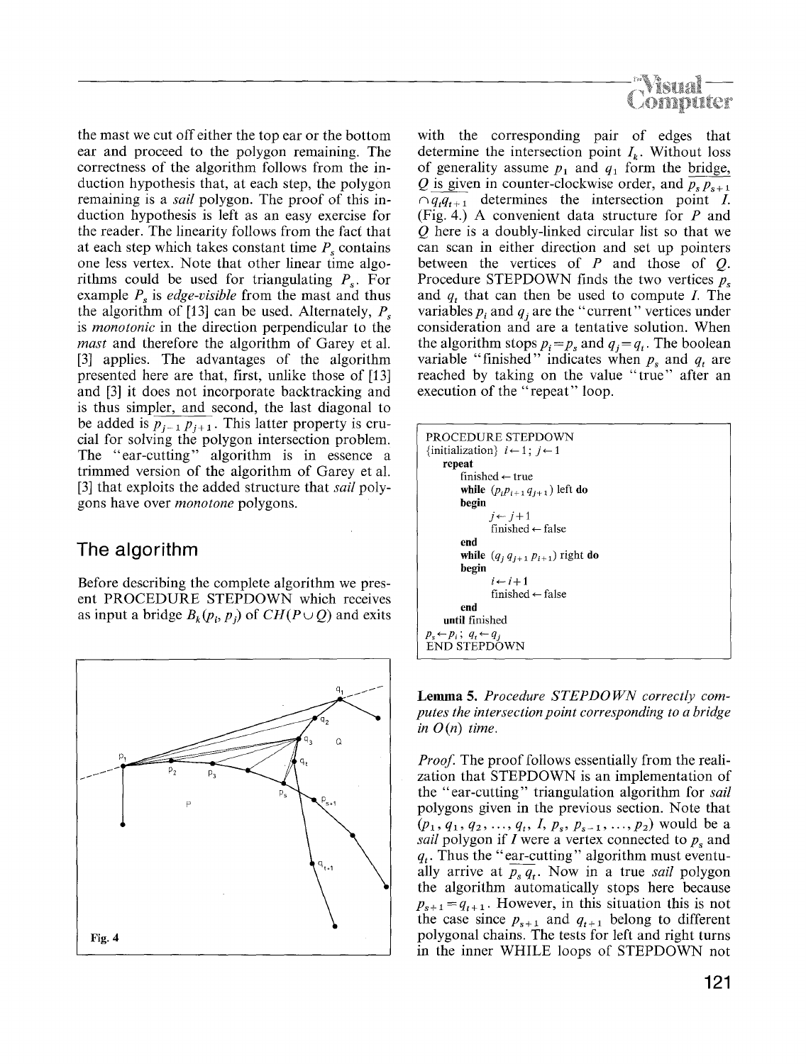the mast we cut off either the top ear or the bottom ear and proceed to the polygon remaining. The correctness of the algorithm follows from the induction hypothesis that, at each step, the polygon remaining is a *sail* polygon. The proof of this induction hypothesis is left as an easy exercise for the reader. The linearity follows from the fact that at each step which takes constant time $P_s$ contains one less vertex. Note that other linear time algorithms could be used for triangulating $P_s$. For example $P_s$ is *edge-visible* from the mast and thus the algorithm of [13] can be used. Alternately, $P_s$ is *monotonic* in the direction perpendicular to the *mast* and therefore the algorithm of Garey et al. [3] applies. The advantages of the algorithm presented here are that, first, unlike those of [13] and [3] it does not incorporate backtracking and is thus simpler, and second, the last diagonal to be added is $\overline{p_{j-1}\, p_{j+1}}$. This latter property is crucial for solving the polygon intersection problem. The "ear-cutting" algorithm is in essence a trimmed version of the algorithm of Garey et al. [3] that exploits the added structure that *sail* polygons have over *monotone* polygons.

## The algorithm

Before describing the complete algorithm we present PROCEDURE STEPDOWN which receives as input a bridge $B_k(p_i, p_j)$ of $CH(P \cup Q)$ and exits with the corresponding pair of edges that determine the intersection point $I_k$. Without loss of generality assume $p_1$ and $q_1$ form the bridge, $Q$ is given in counter-clockwise order, and $\overline{p_s\, p_{s+1}} \cap \overline{q_t q_{t+1}}$ determines the intersection point $I$. (Fig. 4.) A convenient data structure for $P$ and $Q$ here is a doubly-linked circular list so that we can scan in either direction and set up pointers between the vertices of $P$ and those of $Q$. Procedure STEPDOWN finds the two vertices $p_s$ and $q_t$ that can then be used to compute $I$. The variables $p_i$ and $q_j$ are the "current" vertices under consideration and are a tentative solution. When the algorithm stops $p_i = p_s$ and $q_j = q_t$. The boolean variable "finished" indicates when $p_s$ and $q_t$ are reached by taking on the value "true" after an execution of the "repeat" loop.

```
PROCEDURE STEPDOWN
{initialization} i←1; j←1
  repeat
     finished ← true
     while (p_i p_{i+1} q_{j+1}) left do
     begin
          j ← j+1
          finished ← false
     end
     while (q_j q_{j+1} p_{i+1}) right do
     begin
          i ← i+1
          finished ← false
     end
  until finished
  p_s ← p_i; q_t ← q_j
END STEPDOWN
```

Fig. 4

**Lemma 5.** *Procedure STEPDOWN correctly computes the intersection point corresponding to a bridge in $O(n)$ time.*

*Proof.* The proof follows essentially from the realization that STEPDOWN is an implementation of the "ear-cutting" triangulation algorithm for *sail* polygons given in the previous section. Note that $(p_1, q_1, q_2, \ldots, q_t, I, p_s, p_{s-1}, \ldots, p_2)$ would be a *sail* polygon if $I$ were a vertex connected to $p_s$ and $q_t$. Thus the "ear-cutting" algorithm must eventually arrive at $\overline{p_s\, q_t}$. Now in a true *sail* polygon the algorithm automatically stops here because $p_{s+1} = q_{t+1}$. However, in this situation this is not the case since $p_{s+1}$ and $q_{t+1}$ belong to different polygonal chains. The tests for left and right turns in the inner WHILE loops of STEPDOWN not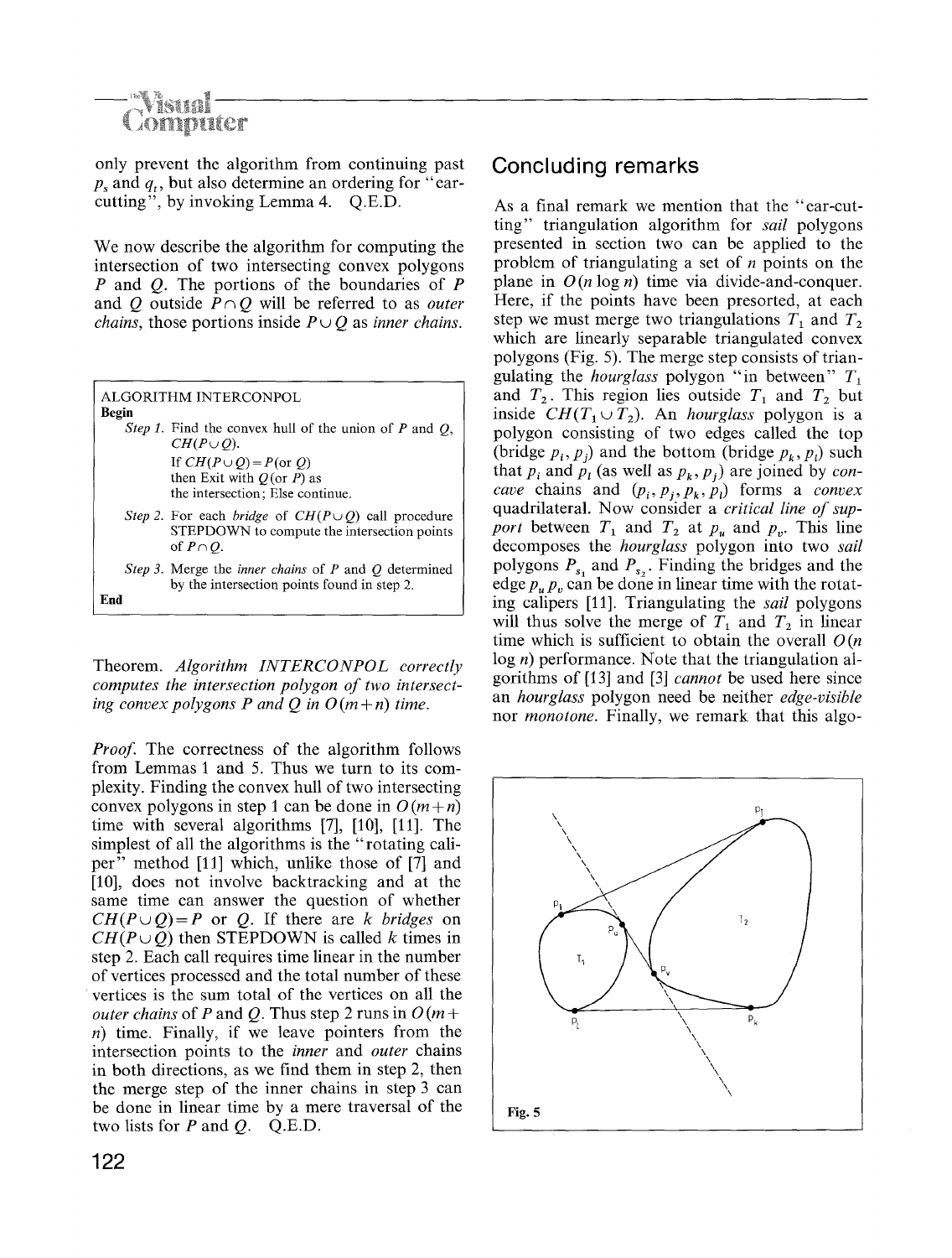only prevent the algorithm from continuing past $p_s$ and $q_t$, but also determine an ordering for "ear-cutting", by invoking Lemma 4. Q.E.D.

We now describe the algorithm for computing the intersection of two intersecting convex polygons $P$ and $Q$. The portions of the boundaries of $P$ and $Q$ outside $P \cap Q$ will be referred to as *outer chains*, those portions inside $P \cup Q$ as *inner chains*.

```
ALGORITHM INTERCONPOL
Begin
  Step 1. Find the convex hull of the union of P and Q,
          CH(P ∪ Q).
          If CH(P ∪ Q) = P (or Q)
          then Exit with Q (or P) as
          the intersection; Else continue.
  Step 2. For each bridge of CH(P ∪ Q) call procedure
          STEPDOWN to compute the intersection points
          of P ∩ Q.
  Step 3. Merge the inner chains of P and Q determined
          by the intersection points found in step 2.
End
```

Theorem. *Algorithm INTERCONPOL correctly computes the intersection polygon of two intersecting convex polygons $P$ and $Q$ in $O(m+n)$ time.*

*Proof.* The correctness of the algorithm follows from Lemmas 1 and 5. Thus we turn to its complexity. Finding the convex hull of two intersecting convex polygons in step 1 can be done in $O(m+n)$ time with several algorithms [7], [10], [11]. The simplest of all the algorithms is the "rotating caliper" method [11] which, unlike those of [7] and [10], does not involve backtracking and at the same time can answer the question of whether $CH(P \cup Q) = P$ or $Q$. If there are $k$ *bridges* on $CH(P \cup Q)$ then STEPDOWN is called $k$ times in step 2. Each call requires time linear in the number of vertices processed and the total number of these vertices is the sum total of the vertices on all the *outer chains* of $P$ and $Q$. Thus step 2 runs in $O(m+n)$ time. Finally, if we leave pointers from the intersection points to the *inner* and *outer* chains in both directions, as we find them in step 2, then the merge step of the inner chains in step 3 can be done in linear time by a mere traversal of the two lists for $P$ and $Q$. Q.E.D.

## Concluding remarks

As a final remark we mention that the "ear-cutting" triangulation algorithm for *sail* polygons presented in section two can be applied to the problem of triangulating a set of $n$ points on the plane in $O(n \log n)$ time via divide-and-conquer. Here, if the points have been presorted, at each step we must merge two triangulations $T_1$ and $T_2$ which are linearly separable triangulated convex polygons (Fig. 5). The merge step consists of triangulating the *hourglass* polygon "in between" $T_1$ and $T_2$. This region lies outside $T_1$ and $T_2$ but inside $CH(T_1 \cup T_2)$. An *hourglass* polygon is a polygon consisting of two edges called the top (bridge $p_i, p_j$) and the bottom (bridge $p_k, p_l$) such that $p_i$ and $p_l$ (as well as $p_k, p_j$) are joined by *concave* chains and $(p_i, p_j, p_k, p_l)$ forms a *convex* quadrilateral. Now consider a *critical line of support* between $T_1$ and $T_2$ at $p_u$ and $p_v$. This line decomposes the *hourglass* polygon into two *sail* polygons $P_{s_1}$ and $P_{s_2}$. Finding the bridges and the edge $p_u p_v$ can be done in linear time with the rotating calipers [11]. Triangulating the *sail* polygons will thus solve the merge of $T_1$ and $T_2$ in linear time which is sufficient to obtain the overall $O(n \log n)$ performance. Note that the triangulation algorithms of [13] and [3] *cannot* be used here since an *hourglass* polygon need be neither *edge-visible* nor *monotone*. Finally, we remark that this algo-

**Fig. 5**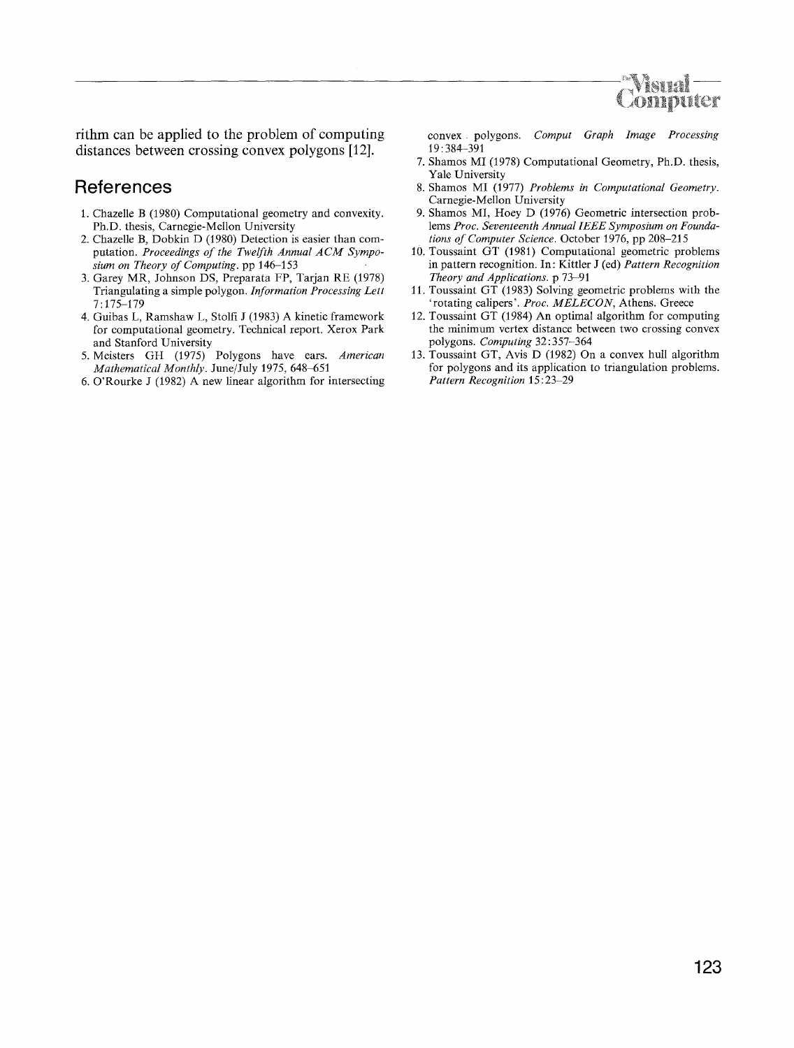rithm can be applied to the problem of computing distances between crossing convex polygons [12].

## References

1. Chazelle B (1980) Computational geometry and convexity. Ph.D. thesis, Carnegie-Mellon University
2. Chazelle B, Dobkin D (1980) Detection is easier than computation. *Proceedings of the Twelfth Annual ACM Symposium on Theory of Computing*. pp 146–153
3. Garey MR, Johnson DS, Preparata FP, Tarjan RE (1978) Triangulating a simple polygon. *Information Processing Lett* 7:175–179
4. Guibas L, Ramshaw L, Stolfi J (1983) A kinetic framework for computational geometry. Technical report. Xerox Park and Stanford University
5. Meisters GH (1975) Polygons have ears. *American Mathematical Monthly*. June/July 1975, 648–651
6. O'Rourke J (1982) A new linear algorithm for intersecting convex polygons. *Comput Graph Image Processing* 19:384–391
7. Shamos MI (1978) Computational Geometry, Ph.D. thesis, Yale University
8. Shamos MI (1977) *Problems in Computational Geometry*. Carnegie-Mellon University
9. Shamos MI, Hoey D (1976) Geometric intersection problems *Proc. Seventeenth Annual IEEE Symposium on Foundations of Computer Science*. October 1976, pp 208–215
10. Toussaint GT (1981) Computational geometric problems in pattern recognition. In: Kittler J (ed) *Pattern Recognition Theory and Applications*. p 73–91
11. Toussaint GT (1983) Solving geometric problems with the 'rotating calipers'. *Proc. MELECON*, Athens. Greece
12. Toussaint GT (1984) An optimal algorithm for computing the minimum vertex distance between two crossing convex polygons. *Computing* 32:357–364
13. Toussaint GT, Avis D (1982) On a convex hull algorithm for polygons and its application to triangulation problems. *Pattern Recognition* 15:23–29